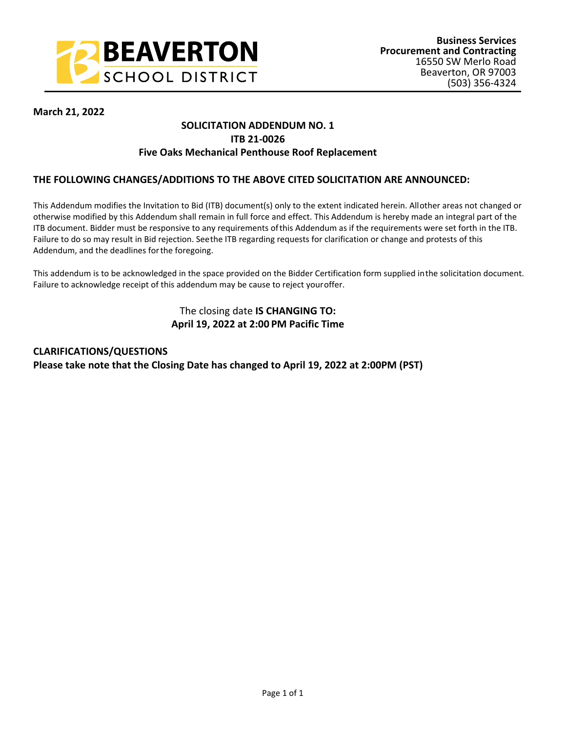**BEAVERTON SCHOOL DISTRICT**

**Business Services**
**Procurement and Contracting**
16550 SW Merlo Road
Beaverton, OR 97003
(503) 356-4324

**March 21, 2022**

## SOLICITATION ADDENDUM NO. 1
## ITB 21-0026
## Five Oaks Mechanical Penthouse Roof Replacement

### THE FOLLOWING CHANGES/ADDITIONS TO THE ABOVE CITED SOLICITATION ARE ANNOUNCED:

This Addendum modifies the Invitation to Bid (ITB) document(s) only to the extent indicated herein. All other areas not changed or otherwise modified by this Addendum shall remain in full force and effect. This Addendum is hereby made an integral part of the ITB document. Bidder must be responsive to any requirements of this Addendum as if the requirements were set forth in the ITB. Failure to do so may result in Bid rejection. See the ITB regarding requests for clarification or change and protests of this Addendum, and the deadlines for the foregoing.

This addendum is to be acknowledged in the space provided on the Bidder Certification form supplied in the solicitation document. Failure to acknowledge receipt of this addendum may be cause to reject your offer.

The closing date **IS CHANGING TO:**
**April 19, 2022 at 2:00 PM Pacific Time**

### CLARIFICATIONS/QUESTIONS

**Please take note that the Closing Date has changed to April 19, 2022 at 2:00PM (PST)**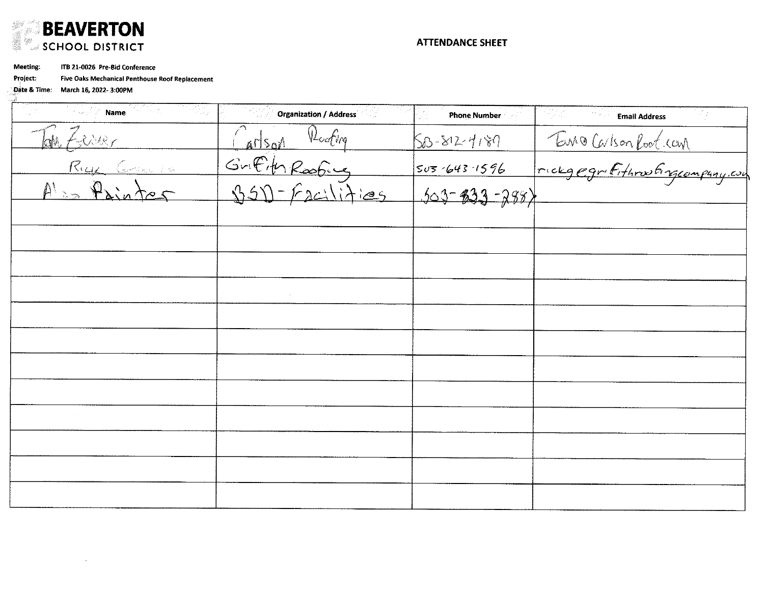**BEAVERTON SCHOOL DISTRICT**

## ATTENDANCE SHEET

**Meeting:** ITB 21-0026 Pre-Bid Conference
**Project:** Five Oaks Mechanical Penthouse Roof Replacement
**Date & Time:** March 16, 2022- 3:00PM

| Name | Organization / Address | Phone Number | Email Address |
|---|---|---|---|
| Tom Zenker | Carlson Roofing | 503-812-4189 | Tom@CarlsonRoof.com |
| Rick Grant | Griffith Roofing | 503-643-1596 | rickg@griffithroofingcompany.com |
| Alan Painter | BSD - Facilities | 503-833-2887 | |
| | | | |
| | | | |
| | | | |
| | | | |
| | | | |
| | | | |
| | | | |
| | | | |
| | | | |
| | | | |
| | | | |
| | | | |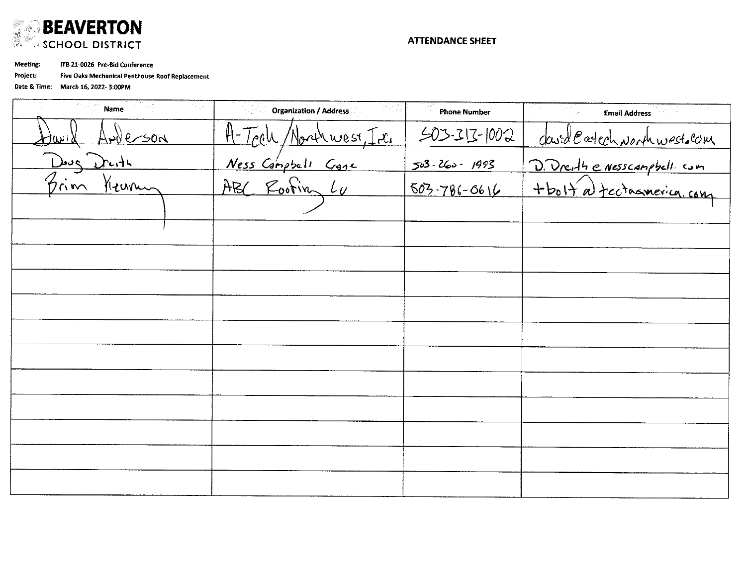**BEAVERTON SCHOOL DISTRICT**

**ATTENDANCE SHEET**

**Meeting:** ITB 21-0026 Pre-Bid Conference
**Project:** Five Oaks Mechanical Penthouse Roof Replacement
**Date & Time:** March 16, 2022- 3:00PM

| Name | Organization / Address | Phone Number | Email Address |
|---|---|---|---|
| David Anderson | A-Tech/Northwest, Inc. | 503-313-1002 | david@atechnorthwest.com |
| Doug Dreith | Ness Campbell Crane | 503-260-1993 | D.Dreith@nesscampbell.com |
| Brian Yeuruy | ABC Roofing Co | 503-786-0616 | tbolt@tectaamerica.com |
| | | | |
| | | | |
| | | | |
| | | | |
| | | | |
| | | | |
| | | | |
| | | | |
| | | | |
| | | | |
| | | | |
| | | | |